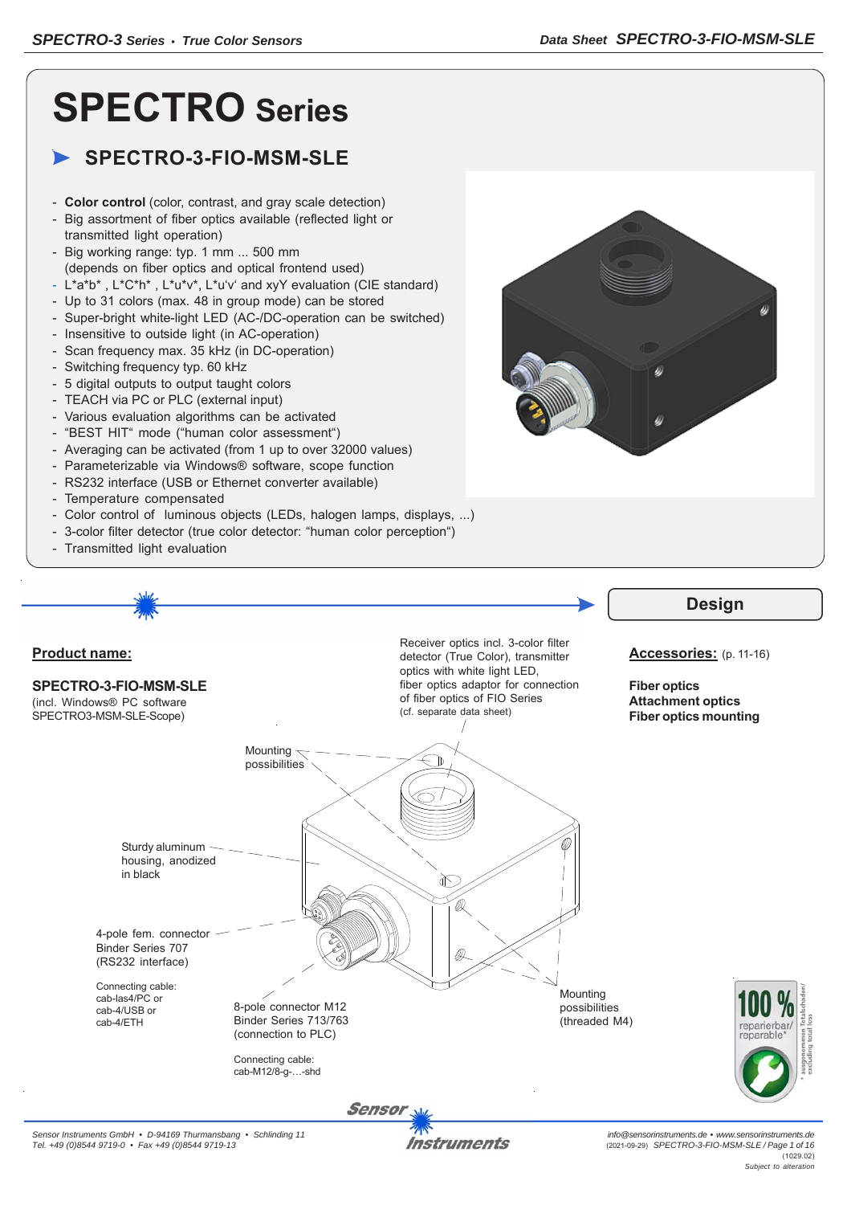# SPECTRO Series

## SPECTRO-3-FIO-MSM-SLE

- **Color control** (color, contrast, and gray scale detection)
- Big assortment of fiber optics available (reflected light or transmitted light operation)
- Big working range: typ. 1 mm ... 500 mm (depends on fiber optics and optical frontend used)
- L*a*b* , L*C*h* , L*u*v*, L*u'v' and xyY evaluation (CIE standard)
- Up to 31 colors (max. 48 in group mode) can be stored
- Super-bright white-light LED (AC-/DC-operation can be switched)
- Insensitive to outside light (in AC-operation)
- Scan frequency max. 35 kHz (in DC-operation)
- Switching frequency typ. 60 kHz
- 5 digital outputs to output taught colors
- TEACH via PC or PLC (external input)
- Various evaluation algorithms can be activated
- "BEST HIT" mode ("human color assessment")
- Averaging can be activated (from 1 up to over 32000 values)
- Parameterizable via Windows® software, scope function
- RS232 interface (USB or Ethernet converter available)
- Temperature compensated
- Color control of luminous objects (LEDs, halogen lamps, displays, ...)
- 3-color filter detector (true color detector: "human color perception")
- Transmitted light evaluation

## Design

**Product name:**

**SPECTRO-3-FIO-MSM-SLE**
(incl. Windows® PC software SPECTRO3-MSM-SLE-Scope)

Receiver optics incl. 3-color filter detector (True Color), transmitter optics with white light LED, fiber optics adaptor for connection of fiber optics of FIO Series
(cf. separate data sheet)

Mounting possibilities

Sturdy aluminum housing, anodized in black

4-pole fem. connector Binder Series 707 (RS232 interface)

Connecting cable:
cab-las4/PC or
cab-4/USB or
cab-4/ETH

8-pole connector M12 Binder Series 713/763 (connection to PLC)

Connecting cable:
cab-M12/8-g-…-shd

Mounting possibilities (threaded M4)

**Accessories:** (p. 11-16)

**Fiber optics**
**Attachment optics**
**Fiber optics mounting**

100 % reparierbar/ reparable*
* ausgenommen Totalschaden/ excluding total loss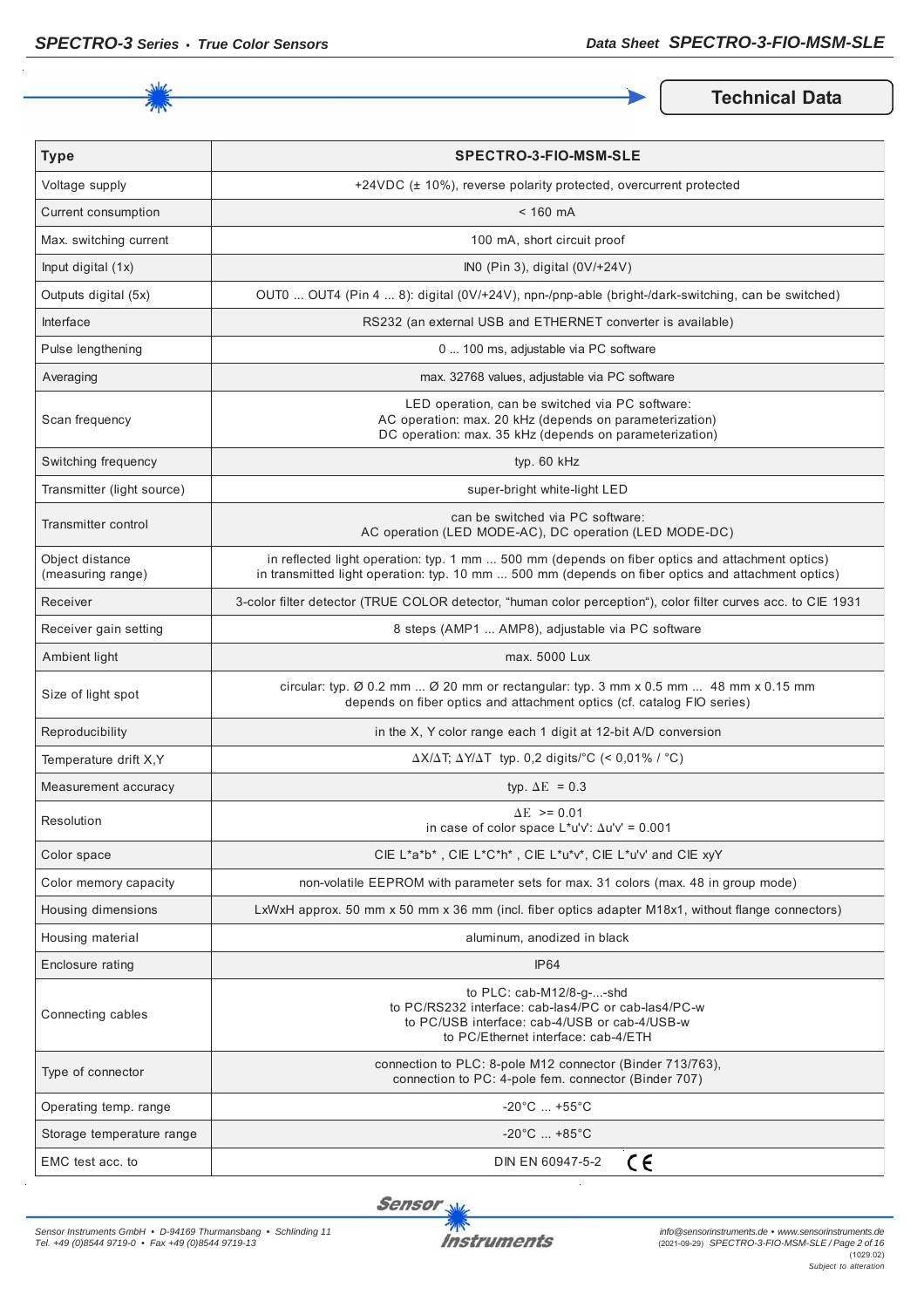## Technical Data

| Type | SPECTRO-3-FIO-MSM-SLE |
|---|---|
| Voltage supply | +24VDC (± 10%), reverse polarity protected, overcurrent protected |
| Current consumption | < 160 mA |
| Max. switching current | 100 mA, short circuit proof |
| Input digital (1x) | IN0 (Pin 3), digital (0V/+24V) |
| Outputs digital (5x) | OUT0 ... OUT4 (Pin 4 ... 8): digital (0V/+24V), npn-/pnp-able (bright-/dark-switching, can be switched) |
| Interface | RS232 (an external USB and ETHERNET converter is available) |
| Pulse lengthening | 0 ... 100 ms, adjustable via PC software |
| Averaging | max. 32768 values, adjustable via PC software |
| Scan frequency | LED operation, can be switched via PC software:<br>AC operation: max. 20 kHz (depends on parameterization)<br>DC operation: max. 35 kHz (depends on parameterization) |
| Switching frequency | typ. 60 kHz |
| Transmitter (light source) | super-bright white-light LED |
| Transmitter control | can be switched via PC software:<br>AC operation (LED MODE-AC), DC operation (LED MODE-DC) |
| Object distance (measuring range) | in reflected light operation: typ. 1 mm ... 500 mm (depends on fiber optics and attachment optics)<br>in transmitted light operation: typ. 10 mm ... 500 mm (depends on fiber optics and attachment optics) |
| Receiver | 3-color filter detector (TRUE COLOR detector, "human color perception"), color filter curves acc. to CIE 1931 |
| Receiver gain setting | 8 steps (AMP1 ... AMP8), adjustable via PC software |
| Ambient light | max. 5000 Lux |
| Size of light spot | circular: typ. Ø 0.2 mm ... Ø 20 mm or rectangular: typ. 3 mm x 0.5 mm ... 48 mm x 0.15 mm<br>depends on fiber optics and attachment optics (cf. catalog FIO series) |
| Reproducibility | in the X, Y color range each 1 digit at 12-bit A/D conversion |
| Temperature drift X,Y | $\Delta X/\Delta T$; $\Delta Y/\Delta T$ typ. 0,2 digits/°C (< 0,01% / °C) |
| Measurement accuracy | typ. $\Delta E$ = 0.3 |
| Resolution | $\Delta E$ >= 0.01<br>in case of color space L*u'v': Δu'v' = 0.001 |
| Color space | CIE L*a*b* , CIE L*C*h* , CIE L*u*v*, CIE L*u'v' and CIE xyY |
| Color memory capacity | non-volatile EEPROM with parameter sets for max. 31 colors (max. 48 in group mode) |
| Housing dimensions | LxWxH approx. 50 mm x 50 mm x 36 mm (incl. fiber optics adapter M18x1, without flange connectors) |
| Housing material | aluminum, anodized in black |
| Enclosure rating | IP64 |
| Connecting cables | to PLC: cab-M12/8-g-...-shd<br>to PC/RS232 interface: cab-las4/PC or cab-las4/PC-w<br>to PC/USB interface: cab-4/USB or cab-4/USB-w<br>to PC/Ethernet interface: cab-4/ETH |
| Type of connector | connection to PLC: 8-pole M12 connector (Binder 713/763),<br>connection to PC: 4-pole fem. connector (Binder 707) |
| Operating temp. range | -20°C ... +55°C |
| Storage temperature range | -20°C ... +85°C |
| EMC test acc. to | DIN EN 60947-5-2 CE |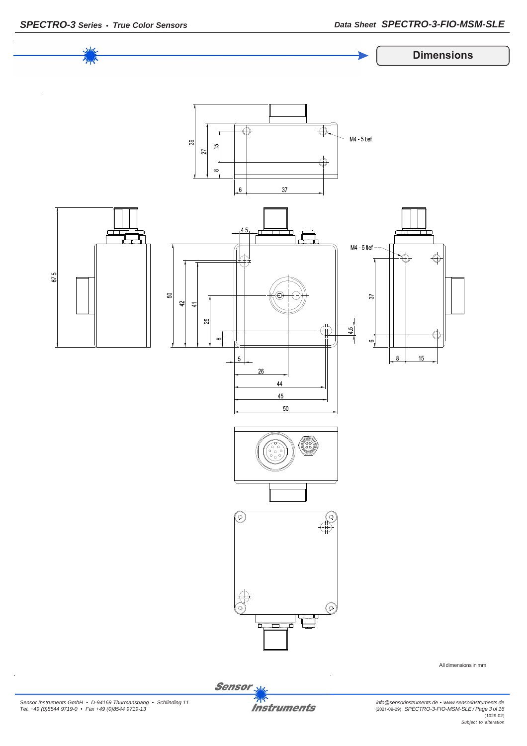## Dimensions

M4 - 5 tief

36, 27, 15, 8, 6, 37

67.5

4.5

M4 - 5 tief

50, 42, 41, 25, 8, 4.5, 37, 6

5, 26, 44, 45, 50

8, 15

All dimensions in mm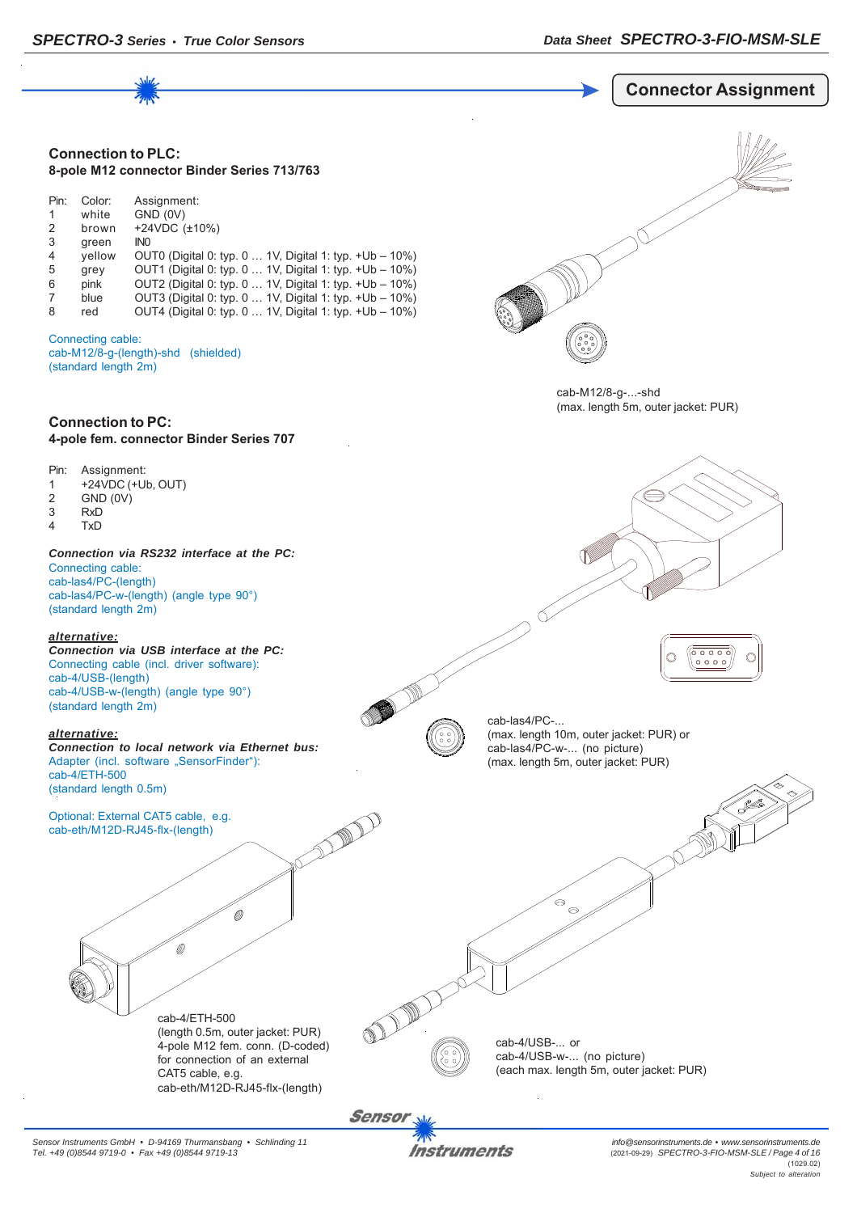# Connector Assignment

## Connection to PLC:

**8-pole M12 connector Binder Series 713/763**

| Pin: | Color: | Assignment: |
|---|---|---|
| 1 | white | GND (0V) |
| 2 | brown | +24VDC (±10%) |
| 3 | green | IN0 |
| 4 | yellow | OUT0 (Digital 0: typ. 0 … 1V, Digital 1: typ. +Ub – 10%) |
| 5 | grey | OUT1 (Digital 0: typ. 0 … 1V, Digital 1: typ. +Ub – 10%) |
| 6 | pink | OUT2 (Digital 0: typ. 0 … 1V, Digital 1: typ. +Ub – 10%) |
| 7 | blue | OUT3 (Digital 0: typ. 0 … 1V, Digital 1: typ. +Ub – 10%) |
| 8 | red | OUT4 (Digital 0: typ. 0 … 1V, Digital 1: typ. +Ub – 10%) |

Connecting cable:
cab-M12/8-g-(length)-shd (shielded)
(standard length 2m)

cab-M12/8-g-...-shd
(max. length 5m, outer jacket: PUR)

## Connection to PC:

**4-pole fem. connector Binder Series 707**

| Pin: | Assignment: |
|---|---|
| 1 | +24VDC (+Ub, OUT) |
| 2 | GND (0V) |
| 3 | RxD |
| 4 | TxD |

***Connection via RS232 interface at the PC:***
Connecting cable:
cab-las4/PC-(length)
cab-las4/PC-w-(length) (angle type 90°)
(standard length 2m)

cab-las4/PC-...
(max. length 10m, outer jacket: PUR) or
cab-las4/PC-w-... (no picture)
(max. length 5m, outer jacket: PUR)

***alternative:***
***Connection via USB interface at the PC:***
Connecting cable (incl. driver software):
cab-4/USB-(length)
cab-4/USB-w-(length) (angle type 90°)
(standard length 2m)

***alternative:***
***Connection to local network via Ethernet bus:***
Adapter (incl. software „SensorFinder"):
cab-4/ETH-500
(standard length 0.5m)

Optional: External CAT5 cable, e.g.
cab-eth/M12D-RJ45-flx-(length)

cab-4/ETH-500
(length 0.5m, outer jacket: PUR)
4-pole M12 fem. conn. (D-coded)
for connection of an external
CAT5 cable, e.g.
cab-eth/M12D-RJ45-flx-(length)

cab-4/USB-... or
cab-4/USB-w-... (no picture)
(each max. length 5m, outer jacket: PUR)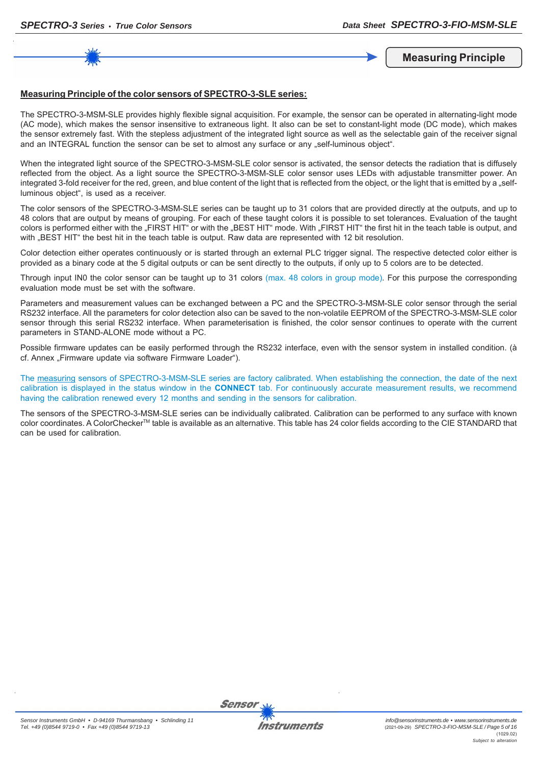## Measuring Principle

**Measuring Principle of the color sensors of SPECTRO-3-SLE series:**

The SPECTRO-3-MSM-SLE provides highly flexible signal acquisition. For example, the sensor can be operated in alternating-light mode (AC mode), which makes the sensor insensitive to extraneous light. It also can be set to constant-light mode (DC mode), which makes the sensor extremely fast. With the stepless adjustment of the integrated light source as well as the selectable gain of the receiver signal and an INTEGRAL function the sensor can be set to almost any surface or any „self-luminous object".

When the integrated light source of the SPECTRO-3-MSM-SLE color sensor is activated, the sensor detects the radiation that is diffusely reflected from the object. As a light source the SPECTRO-3-MSM-SLE color sensor uses LEDs with adjustable transmitter power. An integrated 3-fold receiver for the red, green, and blue content of the light that is reflected from the object, or the light that is emitted by a „self-luminous object", is used as a receiver.

The color sensors of the SPECTRO-3-MSM-SLE series can be taught up to 31 colors that are provided directly at the outputs, and up to 48 colors that are output by means of grouping. For each of these taught colors it is possible to set tolerances. Evaluation of the taught colors is performed either with the „FIRST HIT" or with the „BEST HIT" mode. With „FIRST HIT" the first hit in the teach table is output, and with „BEST HIT" the best hit in the teach table is output. Raw data are represented with 12 bit resolution.

Color detection either operates continuously or is started through an external PLC trigger signal. The respective detected color either is provided as a binary code at the 5 digital outputs or can be sent directly to the outputs, if only up to 5 colors are to be detected.

Through input IN0 the color sensor can be taught up to 31 colors (max. 48 colors in group mode). For this purpose the corresponding evaluation mode must be set with the software.

Parameters and measurement values can be exchanged between a PC and the SPECTRO-3-MSM-SLE color sensor through the serial RS232 interface. All the parameters for color detection also can be saved to the non-volatile EEPROM of the SPECTRO-3-MSM-SLE color sensor through this serial RS232 interface. When parameterisation is finished, the color sensor continues to operate with the current parameters in STAND-ALONE mode without a PC.

Possible firmware updates can be easily performed through the RS232 interface, even with the sensor system in installed condition. (à cf. Annex „Firmware update via software Firmware Loader").

The measuring sensors of SPECTRO-3-MSM-SLE series are factory calibrated. When establishing the connection, the date of the next calibration is displayed in the status window in the **CONNECT** tab. For continuously accurate measurement results, we recommend having the calibration renewed every 12 months and sending in the sensors for calibration.

The sensors of the SPECTRO-3-MSM-SLE series can be individually calibrated. Calibration can be performed to any surface with known color coordinates. A ColorChecker™ table is available as an alternative. This table has 24 color fields according to the CIE STANDARD that can be used for calibration.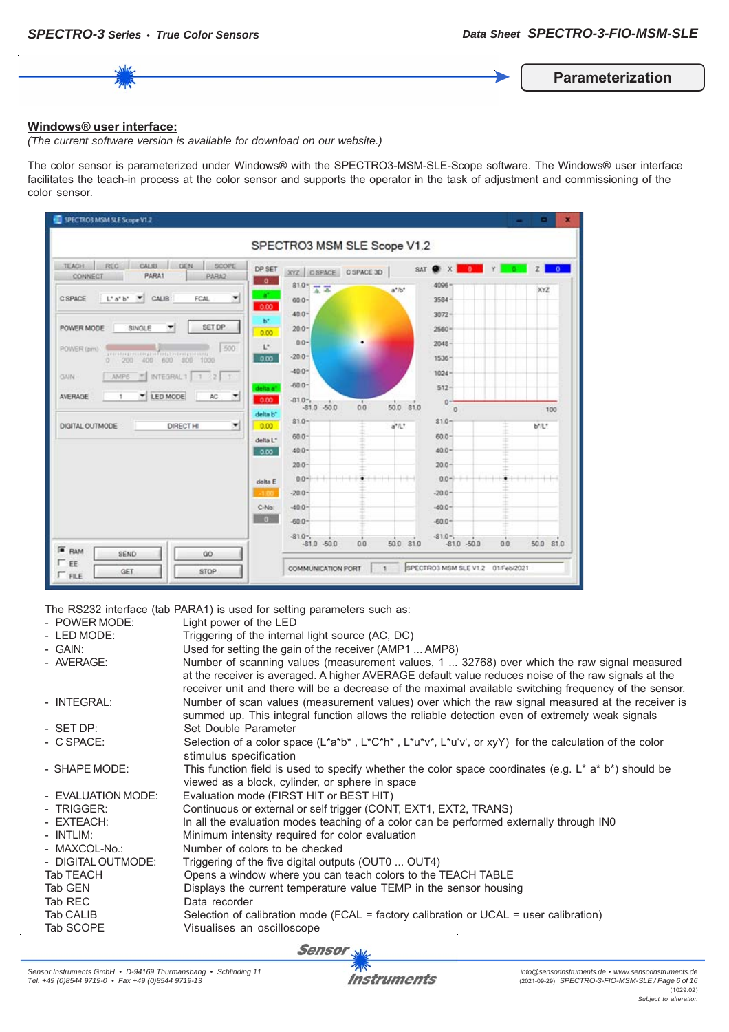## Parameterization

**Windows® user interface:**

*(The current software version is available for download on our website.)*

The color sensor is parameterized under Windows® with the SPECTRO3-MSM-SLE-Scope software. The Windows® user interface facilitates the teach-in process at the color sensor and supports the operator in the task of adjustment and commissioning of the color sensor.

The RS232 interface (tab PARA1) is used for setting parameters such as:

- POWER MODE: Light power of the LED
- LED MODE: Triggering of the internal light source (AC, DC)
- GAIN: Used for setting the gain of the receiver (AMP1 ... AMP8)
- AVERAGE: Number of scanning values (measurement values, 1 ... 32768) over which the raw signal measured at the receiver is averaged. A higher AVERAGE default value reduces noise of the raw signals at the receiver unit and there will be a decrease of the maximal available switching frequency of the sensor.
- INTEGRAL: Number of scan values (measurement values) over which the raw signal measured at the receiver is summed up. This integral function allows the reliable detection even of extremely weak signals
- SET DP: Set Double Parameter
- C SPACE: Selection of a color space (L*a*b* , L*C*h* , L*u*v*, L*u'v', or xyY) for the calculation of the color stimulus specification
- SHAPE MODE: This function field is used to specify whether the color space coordinates (e.g. L* a* b*) should be viewed as a block, cylinder, or sphere in space
- EVALUATION MODE: Evaluation mode (FIRST HIT or BEST HIT)
- TRIGGER: Continuous or external or self trigger (CONT, EXT1, EXT2, TRANS)
- EXTEACH: In all the evaluation modes teaching of a color can be performed externally through IN0
- INTLIM: Minimum intensity required for color evaluation
- MAXCOL-No.: Number of colors to be checked
- DIGITAL OUTMODE: Triggering of the five digital outputs (OUT0 ... OUT4)

Tab TEACH: Opens a window where you can teach colors to the TEACH TABLE
Tab GEN: Displays the current temperature value TEMP in the sensor housing
Tab REC: Data recorder
Tab CALIB: Selection of calibration mode (FCAL = factory calibration or UCAL = user calibration)
Tab SCOPE: Visualises an oscilloscope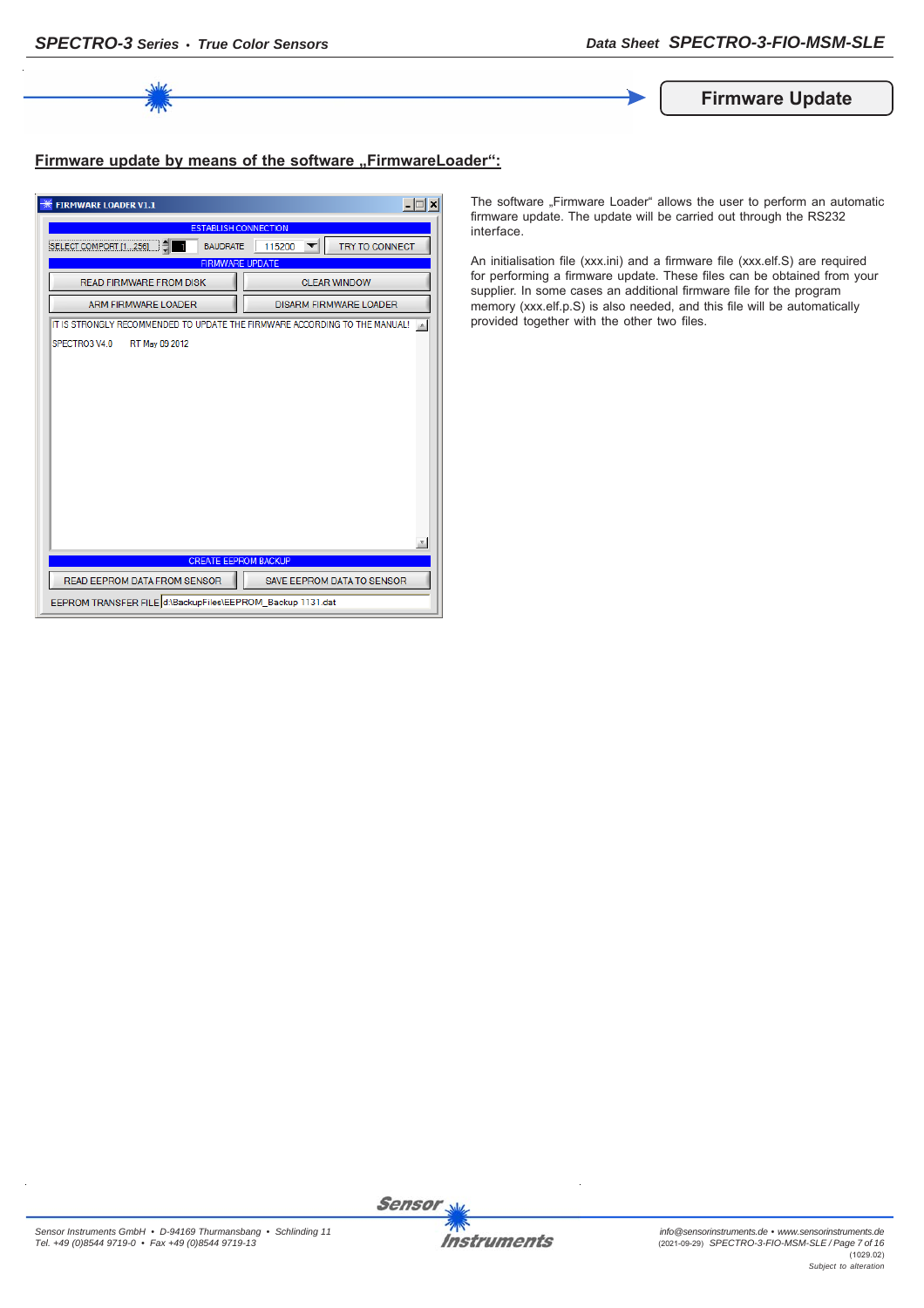## Firmware Update

### Firmware update by means of the software „FirmwareLoader“:

The software „Firmware Loader“ allows the user to perform an automatic firmware update. The update will be carried out through the RS232 interface.

An initialisation file (xxx.ini) and a firmware file (xxx.elf.S) are required for performing a firmware update. These files can be obtained from your supplier. In some cases an additional firmware file for the program memory (xxx.elf.p.S) is also needed, and this file will be automatically provided together with the other two files.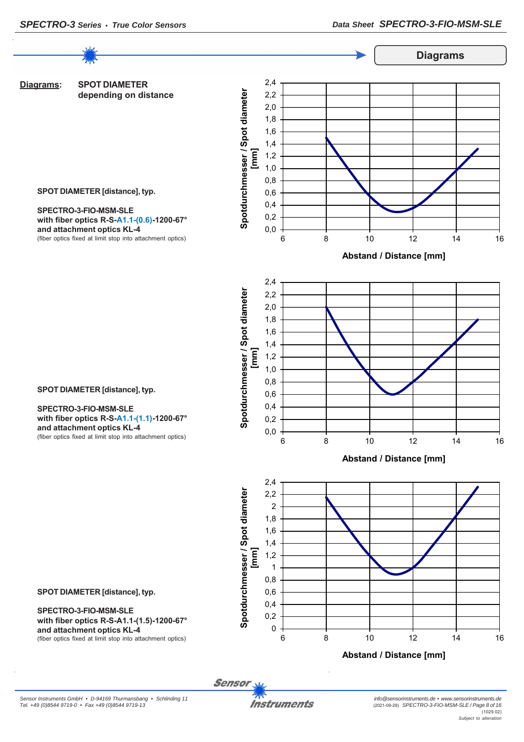# Diagrams

**Diagrams:** **SPOT DIAMETER depending on distance**

**SPOT DIAMETER [distance], typ.**

**SPECTRO-3-FIO-MSM-SLE**
**with fiber optics R-S-A1.1-(0.6)-1200-67°**
**and attachment optics KL-4**
(fiber optics fixed at limit stop into attachment optics)

Spotdurchmesser / Spot diameter [mm]

Abstand / Distance [mm]

**SPOT DIAMETER [distance], typ.**

**SPECTRO-3-FIO-MSM-SLE**
**with fiber optics R-S-A1.1-(1.1)-1200-67°**
**and attachment optics KL-4**
(fiber optics fixed at limit stop into attachment optics)

Spotdurchmesser / Spot diameter [mm]

Abstand / Distance [mm]

**SPOT DIAMETER [distance], typ.**

**SPECTRO-3-FIO-MSM-SLE**
**with fiber optics R-S-A1.1-(1.5)-1200-67°**
**and attachment optics KL-4**
(fiber optics fixed at limit stop into attachment optics)

Spotdurchmesser / Spot diameter [mm]

Abstand / Distance [mm]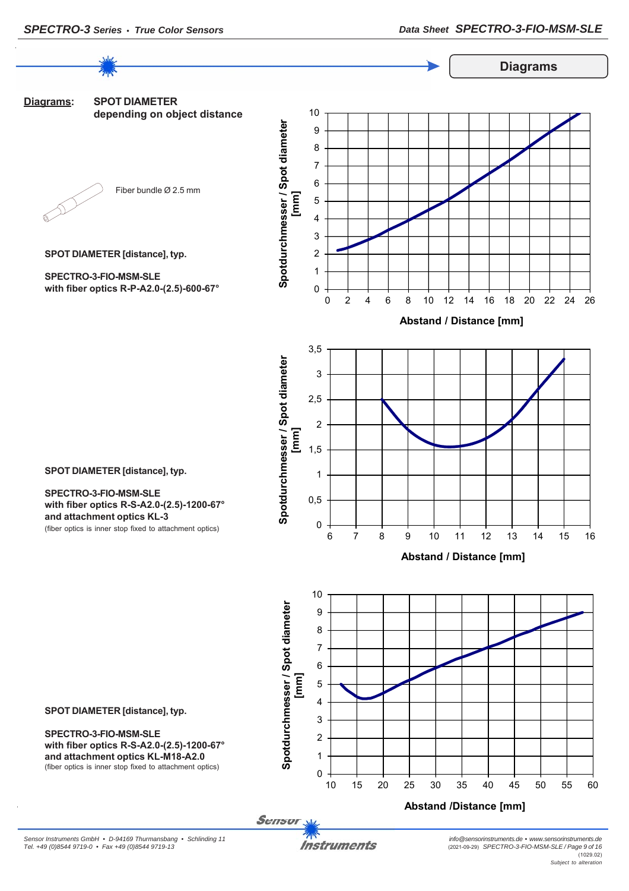# Diagrams

**Diagrams:** **SPOT DIAMETER depending on object distance**

Fiber bundle Ø 2.5 mm

**SPOT DIAMETER [distance], typ.**

**SPECTRO-3-FIO-MSM-SLE**
**with fiber optics R-P-A2.0-(2.5)-600-67°**

Spotdurchmesser / Spot diameter [mm]

Abstand / Distance [mm]

**SPOT DIAMETER [distance], typ.**

**SPECTRO-3-FIO-MSM-SLE**
**with fiber optics R-S-A2.0-(2.5)-1200-67°**
**and attachment optics KL-3**
(fiber optics is inner stop fixed to attachment optics)

Spotdurchmesser / Spot diameter [mm]

Abstand / Distance [mm]

**SPOT DIAMETER [distance], typ.**

**SPECTRO-3-FIO-MSM-SLE**
**with fiber optics R-S-A2.0-(2.5)-1200-67°**
**and attachment optics KL-M18-A2.0**
(fiber optics is inner stop fixed to attachment optics)

Spotdurchmesser / Spot diameter [mm]

Abstand /Distance [mm]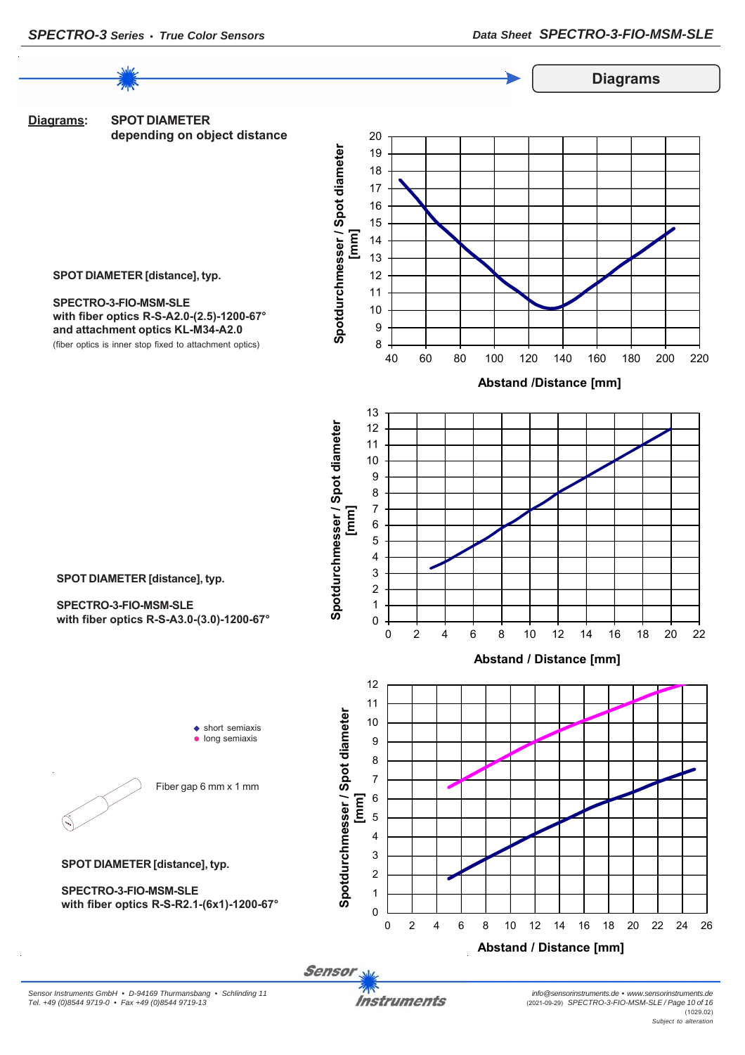## Diagrams

**Diagrams:** **SPOT DIAMETER depending on object distance**

**SPOT DIAMETER [distance], typ.**

**SPECTRO-3-FIO-MSM-SLE**
**with fiber optics R-S-A2.0-(2.5)-1200-67°**
**and attachment optics KL-M34-A2.0**
(fiber optics is inner stop fixed to attachment optics)

Spotdurchmesser / Spot diameter [mm]

Abstand /Distance [mm]

**SPOT DIAMETER [distance], typ.**

**SPECTRO-3-FIO-MSM-SLE**
**with fiber optics R-S-A3.0-(3.0)-1200-67°**

Spotdurchmesser / Spot diameter [mm]

Abstand / Distance [mm]

◆ short semiaxis
● long semiaxis

Fiber gap 6 mm x 1 mm

**SPOT DIAMETER [distance], typ.**

**SPECTRO-3-FIO-MSM-SLE**
**with fiber optics R-S-R2.1-(6x1)-1200-67°**

Spotdurchmesser / Spot diameter [mm]

Abstand / Distance [mm]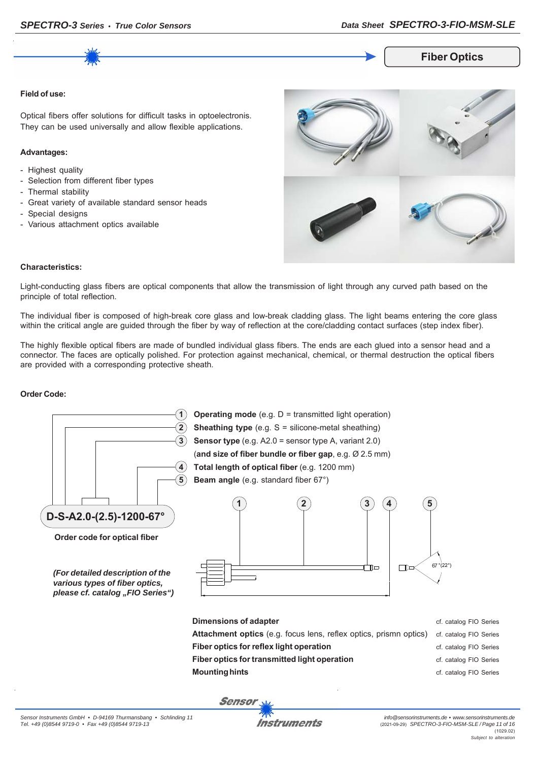## Fiber Optics

**Field of use:**

Optical fibers offer solutions for difficult tasks in optoelectronis. They can be used universally and allow flexible applications.

**Advantages:**

- Highest quality
- Selection from different fiber types
- Thermal stability
- Great variety of available standard sensor heads
- Special designs
- Various attachment optics available

**Characteristics:**

Light-conducting glass fibers are optical components that allow the transmission of light through any curved path based on the principle of total reflection.

The individual fiber is composed of high-break core glass and low-break cladding glass. The light beams entering the core glass within the critical angle are guided through the fiber by way of reflection at the core/cladding contact surfaces (step index fiber).

The highly flexible optical fibers are made of bundled individual glass fibers. The ends are each glued into a sensor head and a connector. The faces are optically polished. For protection against mechanical, chemical, or thermal destruction the optical fibers are provided with a corresponding protective sheath.

**Order Code:**

1. **Operating mode** (e.g. D = transmitted light operation)
2. **Sheathing type** (e.g. S = silicone-metal sheathing)
3. **Sensor type** (e.g. A2.0 = sensor type A, variant 2.0) (**and size of fiber bundle or fiber gap**, e.g. Ø 2.5 mm)
4. **Total length of optical fiber** (e.g. 1200 mm)
5. **Beam angle** (e.g. standard fiber 67°)

**D-S-A2.0-(2.5)-1200-67°**

**Order code for optical fiber**

*(For detailed description of the various types of fiber optics, please cf. catalog „FIO Series“)*

67° (22°)

| | |
|---|---|
| **Dimensions of adapter** | cf. catalog FIO Series |
| **Attachment optics** (e.g. focus lens, reflex optics, prismn optics) | cf. catalog FIO Series |
| **Fiber optics for reflex light operation** | cf. catalog FIO Series |
| **Fiber optics for transmitted light operation** | cf. catalog FIO Series |
| **Mounting hints** | cf. catalog FIO Series |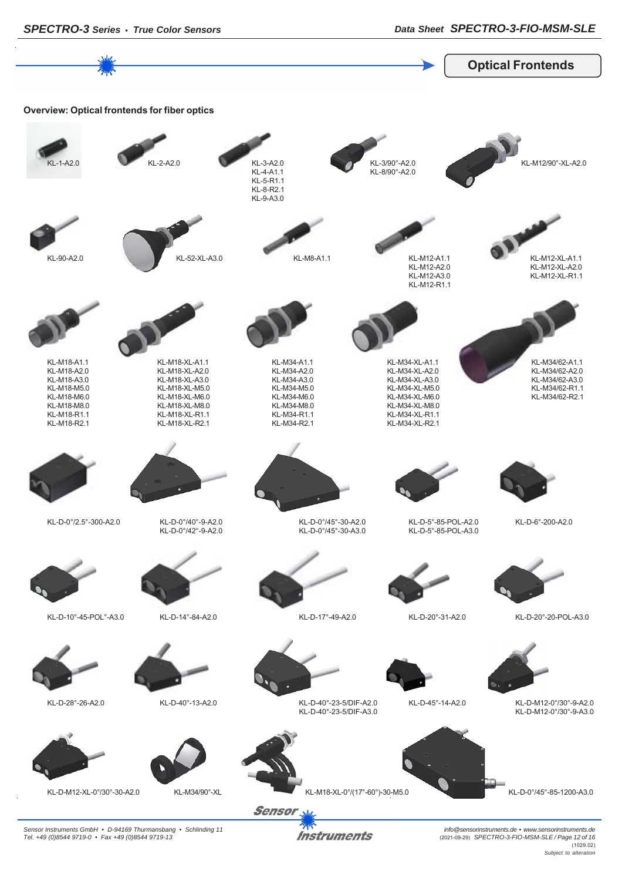## Optical Frontends

**Overview: Optical frontends for fiber optics**

KL-1-A2.0

KL-2-A2.0

KL-3-A2.0
KL-4-A1.1
KL-5-R1.1
KL-8-R2.1
KL-9-A3.0

KL-3/90°-A2.0
KL-8/90°-A2.0

KL-M12/90°-XL-A2.0

KL-90-A2.0

KL-52-XL-A3.0

KL-M8-A1.1

KL-M12-A1.1
KL-M12-A2.0
KL-M12-A3.0
KL-M12-R1.1

KL-M12-XL-A1.1
KL-M12-XL-A2.0
KL-M12-XL-R1.1

KL-M18-A1.1
KL-M18-A2.0
KL-M18-A3.0
KL-M18-M5.0
KL-M18-M6.0
KL-M18-M8.0
KL-M18-R1.1
KL-M18-R2.1

KL-M18-XL-A1.1
KL-M18-XL-A2.0
KL-M18-XL-A3.0
KL-M18-XL-M5.0
KL-M18-XL-M6.0
KL-M18-XL-M8.0
KL-M18-XL-R1.1
KL-M18-XL-R2.1

KL-M34-A1.1
KL-M34-A2.0
KL-M34-A3.0
KL-M34-M5.0
KL-M34-M6.0
KL-M34-M8.0
KL-M34-R1.1
KL-M34-R2.1

KL-M34-XL-A1.1
KL-M34-XL-A2.0
KL-M34-XL-A3.0
KL-M34-XL-M5.0
KL-M34-XL-M6.0
KL-M34-XL-M8.0
KL-M34-XL-R1.1
KL-M34-XL-R2.1

KL-M34/62-A1.1
KL-M34/62-A2.0
KL-M34/62-A3.0
KL-M34/62-R1.1
KL-M34/62-R2.1

KL-D-0°/2.5°-300-A2.0

KL-D-0°/40°-9-A2.0
KL-D-0°/42°-9-A2.0

KL-D-0°/45°-30-A2.0
KL-D-0°/45°-30-A3.0

KL-D-5°-85-POL-A2.0
KL-D-5°-85-POL-A3.0

KL-D-6°-200-A2.0

KL-D-10°-45-POL°-A3.0

KL-D-14°-84-A2.0

KL-D-17°-49-A2.0

KL-D-20°-31-A2.0

KL-D-20°-20-POL-A3.0

KL-D-28°-26-A2.0

KL-D-40°-13-A2.0

KL-D-40°-23-5/DIF-A2.0
KL-D-40°-23-5/DIF-A3.0

KL-D-45°-14-A2.0

KL-D-M12-0°/30°-9-A2.0
KL-D-M12-0°/30°-9-A3.0

KL-D-M12-XL-0°/30°-30-A2.0

KL-M34/90°-XL

KL-M18-XL-0°/(17°-60°)-30-M5.0

KL-D-0°/45°-85-1200-A3.0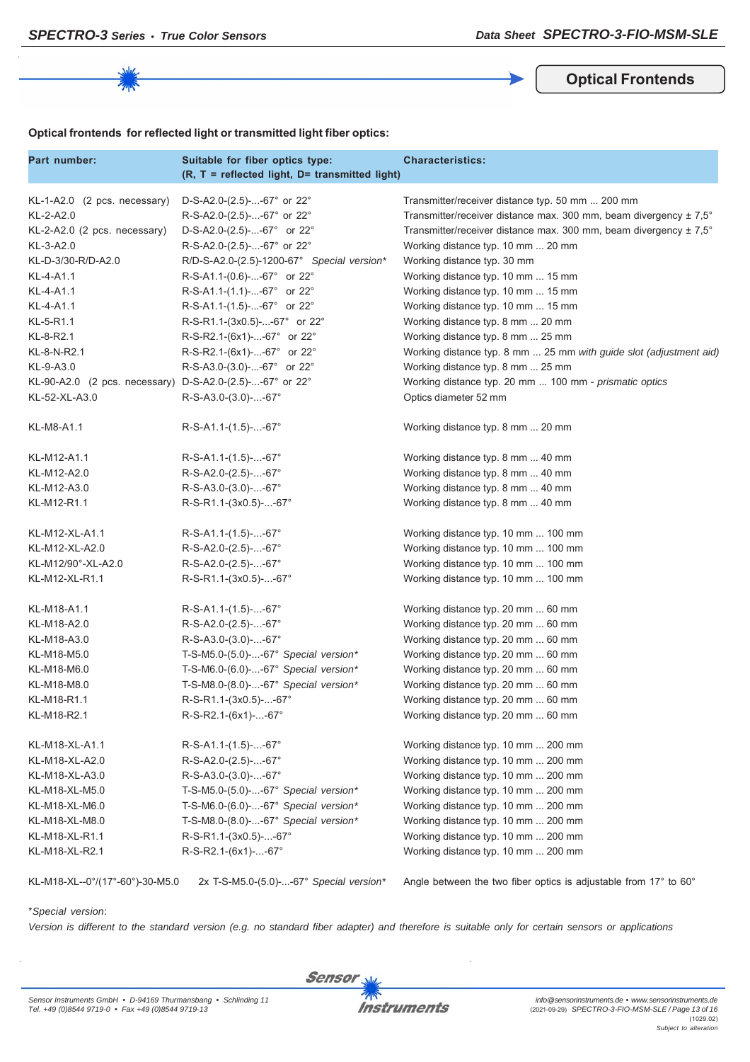## Optical Frontends

**Optical frontends for reflected light or transmitted light fiber optics:**

| Part number: | Suitable for fiber optics type: (R, T = reflected light, D= transmitted light) | Characteristics: |
|---|---|---|
| KL-1-A2.0 (2 pcs. necessary) | D-S-A2.0-(2.5)-...-67° or 22° | Transmitter/receiver distance typ. 50 mm ... 200 mm |
| KL-2-A2.0 | R-S-A2.0-(2.5)-...-67° or 22° | Transmitter/receiver distance max. 300 mm, beam divergency ± 7,5° |
| KL-2-A2.0 (2 pcs. necessary) | D-S-A2.0-(2.5)-...-67° or 22° | Transmitter/receiver distance max. 300 mm, beam divergency ± 7,5° |
| KL-3-A2.0 | R-S-A2.0-(2.5)-...-67° or 22° | Working distance typ. 10 mm ... 20 mm |
| KL-D-3/30-R/D-A2.0 | R/D-S-A2.0-(2.5)-1200-67° *Special version** | Working distance typ. 30 mm |
| KL-4-A1.1 | R-S-A1.1-(0.6)-...-67° or 22° | Working distance typ. 10 mm ... 15 mm |
| KL-4-A1.1 | R-S-A1.1-(1.1)-...-67° or 22° | Working distance typ. 10 mm ... 15 mm |
| KL-4-A1.1 | R-S-A1.1-(1.5)-...-67° or 22° | Working distance typ. 10 mm ... 15 mm |
| KL-5-R1.1 | R-S-R1.1-(3x0.5)-...-67° or 22° | Working distance typ. 8 mm ... 20 mm |
| KL-8-R2.1 | R-S-R2.1-(6x1)-...-67° or 22° | Working distance typ. 8 mm ... 25 mm |
| KL-8-N-R2.1 | R-S-R2.1-(6x1)-...-67° or 22° | Working distance typ. 8 mm ... 25 mm *with guide slot (adjustment aid)* |
| KL-9-A3.0 | R-S-A3.0-(3.0)-...-67° or 22° | Working distance typ. 8 mm ... 25 mm |
| KL-90-A2.0 (2 pcs. necessary) | D-S-A2.0-(2.5)-...-67° or 22° | Working distance typ. 20 mm ... 100 mm - *prismatic optics* |
| KL-52-XL-A3.0 | R-S-A3.0-(3.0)-...-67° | Optics diameter 52 mm |
| KL-M8-A1.1 | R-S-A1.1-(1.5)-...-67° | Working distance typ. 8 mm ... 20 mm |
| KL-M12-A1.1 | R-S-A1.1-(1.5)-...-67° | Working distance typ. 8 mm ... 40 mm |
| KL-M12-A2.0 | R-S-A2.0-(2.5)-...-67° | Working distance typ. 8 mm ... 40 mm |
| KL-M12-A3.0 | R-S-A3.0-(3.0)-...-67° | Working distance typ. 8 mm ... 40 mm |
| KL-M12-R1.1 | R-S-R1.1-(3x0.5)-...-67° | Working distance typ. 8 mm ... 40 mm |
| KL-M12-XL-A1.1 | R-S-A1.1-(1.5)-...-67° | Working distance typ. 10 mm ... 100 mm |
| KL-M12-XL-A2.0 | R-S-A2.0-(2.5)-...-67° | Working distance typ. 10 mm ... 100 mm |
| KL-M12/90°-XL-A2.0 | R-S-A2.0-(2.5)-...-67° | Working distance typ. 10 mm ... 100 mm |
| KL-M12-XL-R1.1 | R-S-R1.1-(3x0.5)-...-67° | Working distance typ. 10 mm ... 100 mm |
| KL-M18-A1.1 | R-S-A1.1-(1.5)-...-67° | Working distance typ. 20 mm ... 60 mm |
| KL-M18-A2.0 | R-S-A2.0-(2.5)-...-67° | Working distance typ. 20 mm ... 60 mm |
| KL-M18-A3.0 | R-S-A3.0-(3.0)-...-67° | Working distance typ. 20 mm ... 60 mm |
| KL-M18-M5.0 | T-S-M5.0-(5.0)-...-67° *Special version** | Working distance typ. 20 mm ... 60 mm |
| KL-M18-M6.0 | T-S-M6.0-(6.0)-...-67° *Special version** | Working distance typ. 20 mm ... 60 mm |
| KL-M18-M8.0 | T-S-M8.0-(8.0)-...-67° *Special version** | Working distance typ. 20 mm ... 60 mm |
| KL-M18-R1.1 | R-S-R1.1-(3x0.5)-...-67° | Working distance typ. 20 mm ... 60 mm |
| KL-M18-R2.1 | R-S-R2.1-(6x1)-...-67° | Working distance typ. 20 mm ... 60 mm |
| KL-M18-XL-A1.1 | R-S-A1.1-(1.5)-...-67° | Working distance typ. 10 mm ... 200 mm |
| KL-M18-XL-A2.0 | R-S-A2.0-(2.5)-...-67° | Working distance typ. 10 mm ... 200 mm |
| KL-M18-XL-A3.0 | R-S-A3.0-(3.0)-...-67° | Working distance typ. 10 mm ... 200 mm |
| KL-M18-XL-M5.0 | T-S-M5.0-(5.0)-...-67° *Special version** | Working distance typ. 10 mm ... 200 mm |
| KL-M18-XL-M6.0 | T-S-M6.0-(6.0)-...-67° *Special version** | Working distance typ. 10 mm ... 200 mm |
| KL-M18-XL-M8.0 | T-S-M8.0-(8.0)-...-67° *Special version** | Working distance typ. 10 mm ... 200 mm |
| KL-M18-XL-R1.1 | R-S-R1.1-(3x0.5)-...-67° | Working distance typ. 10 mm ... 200 mm |
| KL-M18-XL-R2.1 | R-S-R2.1-(6x1)-...-67° | Working distance typ. 10 mm ... 200 mm |
| KL-M18-XL--0°/(17°-60°)-30-M5.0 | 2x T-S-M5.0-(5.0)-...-67° *Special version** | Angle between the two fiber optics is adjustable from 17° to 60° |

*\*Special version*:
*Version is different to the standard version (e.g. no standard fiber adapter) and therefore is suitable only for certain sensors or applications*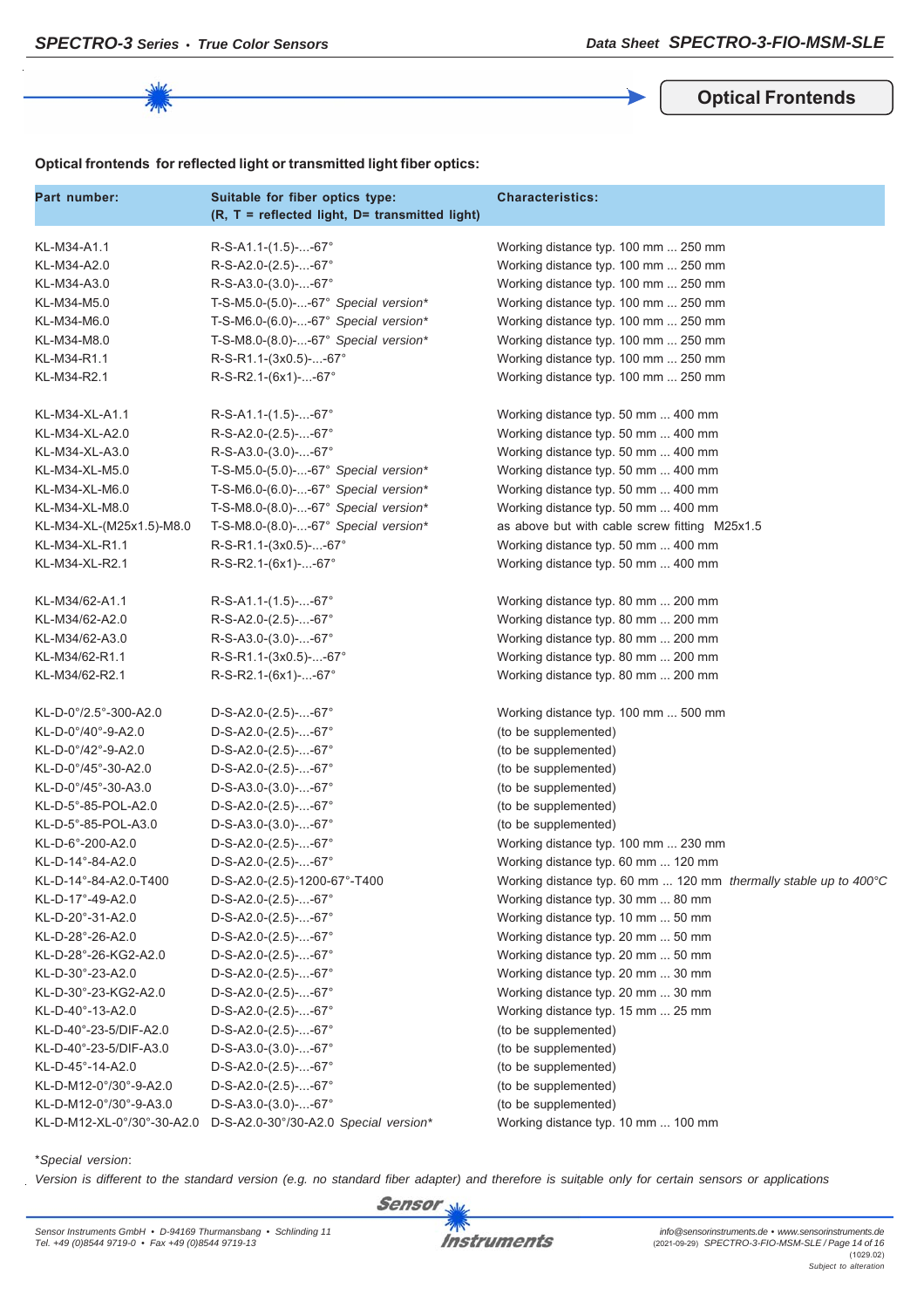## Optical Frontends

**Optical frontends for reflected light or transmitted light fiber optics:**

| Part number: | Suitable for fiber optics type: (R, T = reflected light, D= transmitted light) | Characteristics: |
|---|---|---|
| KL-M34-A1.1 | R-S-A1.1-(1.5)-...-67° | Working distance typ. 100 mm ... 250 mm |
| KL-M34-A2.0 | R-S-A2.0-(2.5)-...-67° | Working distance typ. 100 mm ... 250 mm |
| KL-M34-A3.0 | R-S-A3.0-(3.0)-...-67° | Working distance typ. 100 mm ... 250 mm |
| KL-M34-M5.0 | T-S-M5.0-(5.0)-...-67° *Special version** | Working distance typ. 100 mm ... 250 mm |
| KL-M34-M6.0 | T-S-M6.0-(6.0)-...-67° *Special version** | Working distance typ. 100 mm ... 250 mm |
| KL-M34-M8.0 | T-S-M8.0-(8.0)-...-67° *Special version** | Working distance typ. 100 mm ... 250 mm |
| KL-M34-R1.1 | R-S-R1.1-(3x0.5)-...-67° | Working distance typ. 100 mm ... 250 mm |
| KL-M34-R2.1 | R-S-R2.1-(6x1)-...-67° | Working distance typ. 100 mm ... 250 mm |
| | | |
| KL-M34-XL-A1.1 | R-S-A1.1-(1.5)-...-67° | Working distance typ. 50 mm ... 400 mm |
| KL-M34-XL-A2.0 | R-S-A2.0-(2.5)-...-67° | Working distance typ. 50 mm ... 400 mm |
| KL-M34-XL-A3.0 | R-S-A3.0-(3.0)-...-67° | Working distance typ. 50 mm ... 400 mm |
| KL-M34-XL-M5.0 | T-S-M5.0-(5.0)-...-67° *Special version** | Working distance typ. 50 mm ... 400 mm |
| KL-M34-XL-M6.0 | T-S-M6.0-(6.0)-...-67° *Special version** | Working distance typ. 50 mm ... 400 mm |
| KL-M34-XL-M8.0 | T-S-M8.0-(8.0)-...-67° *Special version** | Working distance typ. 50 mm ... 400 mm |
| KL-M34-XL-(M25x1.5)-M8.0 | T-S-M8.0-(8.0)-...-67° *Special version** | as above but with cable screw fitting M25x1.5 |
| KL-M34-XL-R1.1 | R-S-R1.1-(3x0.5)-...-67° | Working distance typ. 50 mm ... 400 mm |
| KL-M34-XL-R2.1 | R-S-R2.1-(6x1)-...-67° | Working distance typ. 50 mm ... 400 mm |
| | | |
| KL-M34/62-A1.1 | R-S-A1.1-(1.5)-...-67° | Working distance typ. 80 mm ... 200 mm |
| KL-M34/62-A2.0 | R-S-A2.0-(2.5)-...-67° | Working distance typ. 80 mm ... 200 mm |
| KL-M34/62-A3.0 | R-S-A3.0-(3.0)-...-67° | Working distance typ. 80 mm ... 200 mm |
| KL-M34/62-R1.1 | R-S-R1.1-(3x0.5)-...-67° | Working distance typ. 80 mm ... 200 mm |
| KL-M34/62-R2.1 | R-S-R2.1-(6x1)-...-67° | Working distance typ. 80 mm ... 200 mm |
| | | |
| KL-D-0°/2.5°-300-A2.0 | D-S-A2.0-(2.5)-...-67° | Working distance typ. 100 mm ... 500 mm |
| KL-D-0°/40°-9-A2.0 | D-S-A2.0-(2.5)-...-67° | (to be supplemented) |
| KL-D-0°/42°-9-A2.0 | D-S-A2.0-(2.5)-...-67° | (to be supplemented) |
| KL-D-0°/45°-30-A2.0 | D-S-A2.0-(2.5)-...-67° | (to be supplemented) |
| KL-D-0°/45°-30-A3.0 | D-S-A3.0-(3.0)-...-67° | (to be supplemented) |
| KL-D-5°-85-POL-A2.0 | D-S-A2.0-(2.5)-...-67° | (to be supplemented) |
| KL-D-5°-85-POL-A3.0 | D-S-A3.0-(3.0)-...-67° | (to be supplemented) |
| KL-D-6°-200-A2.0 | D-S-A2.0-(2.5)-...-67° | Working distance typ. 100 mm ... 230 mm |
| KL-D-14°-84-A2.0 | D-S-A2.0-(2.5)-...-67° | Working distance typ. 60 mm ... 120 mm |
| KL-D-14°-84-A2.0-T400 | D-S-A2.0-(2.5)-1200-67°-T400 | Working distance typ. 60 mm ... 120 mm *thermally stable up to 400°C* |
| KL-D-17°-49-A2.0 | D-S-A2.0-(2.5)-...-67° | Working distance typ. 30 mm ... 80 mm |
| KL-D-20°-31-A2.0 | D-S-A2.0-(2.5)-...-67° | Working distance typ. 10 mm ... 50 mm |
| KL-D-28°-26-A2.0 | D-S-A2.0-(2.5)-...-67° | Working distance typ. 20 mm ... 50 mm |
| KL-D-28°-26-KG2-A2.0 | D-S-A2.0-(2.5)-...-67° | Working distance typ. 20 mm ... 50 mm |
| KL-D-30°-23-A2.0 | D-S-A2.0-(2.5)-...-67° | Working distance typ. 20 mm ... 30 mm |
| KL-D-30°-23-KG2-A2.0 | D-S-A2.0-(2.5)-...-67° | Working distance typ. 20 mm ... 30 mm |
| KL-D-40°-13-A2.0 | D-S-A2.0-(2.5)-...-67° | Working distance typ. 15 mm ... 25 mm |
| KL-D-40°-23-5/DIF-A2.0 | D-S-A2.0-(2.5)-...-67° | (to be supplemented) |
| KL-D-40°-23-5/DIF-A3.0 | D-S-A3.0-(3.0)-...-67° | (to be supplemented) |
| KL-D-45°-14-A2.0 | D-S-A2.0-(2.5)-...-67° | (to be supplemented) |
| KL-D-M12-0°/30°-9-A2.0 | D-S-A2.0-(2.5)-...-67° | (to be supplemented) |
| KL-D-M12-0°/30°-9-A3.0 | D-S-A3.0-(3.0)-...-67° | (to be supplemented) |
| KL-D-M12-XL-0°/30°-30-A2.0 | D-S-A2.0-30°/30-A2.0 *Special version** | Working distance typ. 10 mm ... 100 mm |

**Special version*:*

*Version is different to the standard version (e.g. no standard fiber adapter) and therefore is suitable only for certain sensors or applications*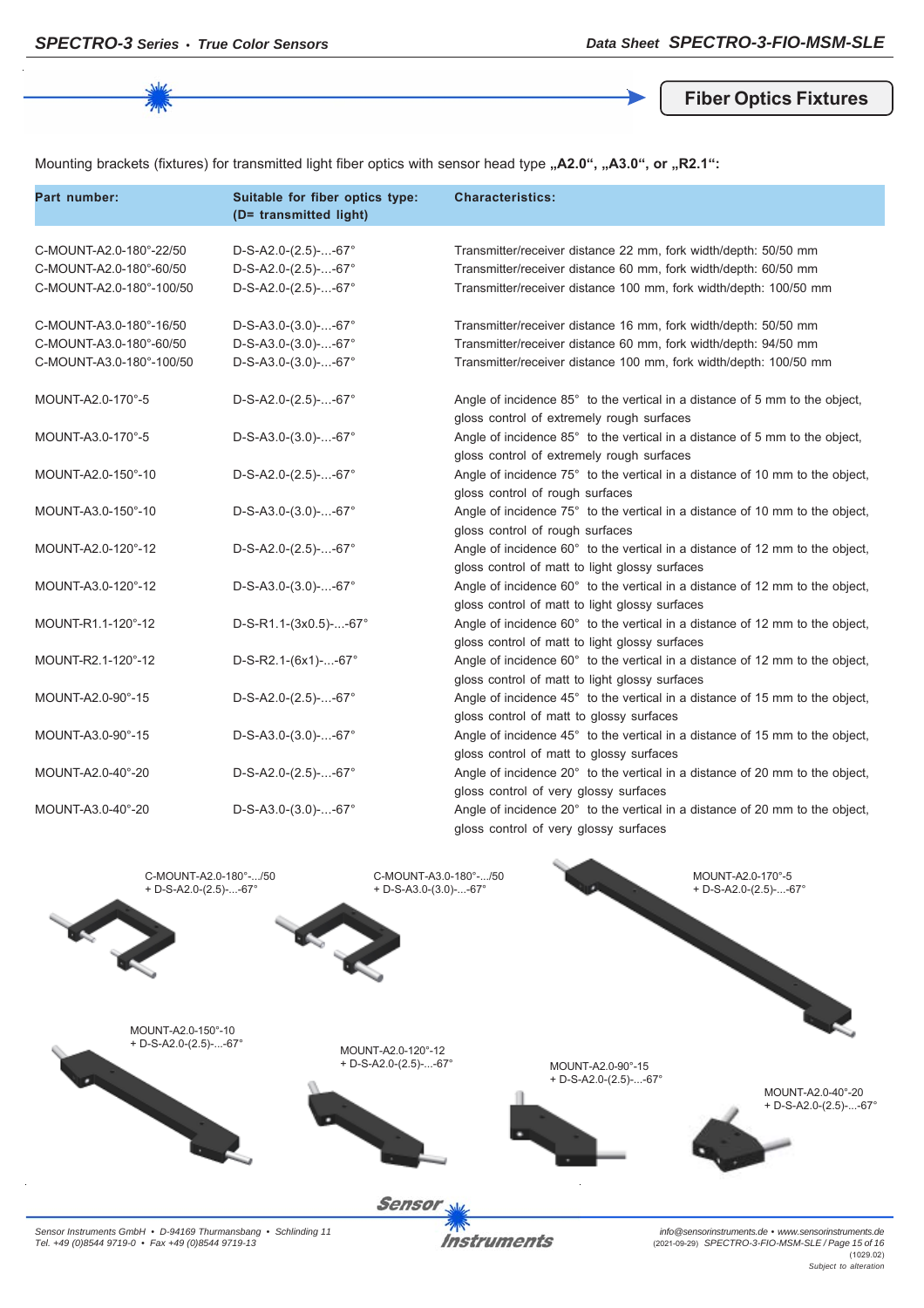## Fiber Optics Fixtures

Mounting brackets (fixtures) for transmitted light fiber optics with sensor head type **„A2.0“, „A3.0“, or „R2.1“:**

| Part number: | Suitable for fiber optics type: (D= transmitted light) | Characteristics: |
|---|---|---|
| C-MOUNT-A2.0-180°-22/50 | D-S-A2.0-(2.5)-...-67° | Transmitter/receiver distance 22 mm, fork width/depth: 50/50 mm |
| C-MOUNT-A2.0-180°-60/50 | D-S-A2.0-(2.5)-...-67° | Transmitter/receiver distance 60 mm, fork width/depth: 60/50 mm |
| C-MOUNT-A2.0-180°-100/50 | D-S-A2.0-(2.5)-...-67° | Transmitter/receiver distance 100 mm, fork width/depth: 100/50 mm |
| C-MOUNT-A3.0-180°-16/50 | D-S-A3.0-(3.0)-...-67° | Transmitter/receiver distance 16 mm, fork width/depth: 50/50 mm |
| C-MOUNT-A3.0-180°-60/50 | D-S-A3.0-(3.0)-...-67° | Transmitter/receiver distance 60 mm, fork width/depth: 94/50 mm |
| C-MOUNT-A3.0-180°-100/50 | D-S-A3.0-(3.0)-...-67° | Transmitter/receiver distance 100 mm, fork width/depth: 100/50 mm |
| MOUNT-A2.0-170°-5 | D-S-A2.0-(2.5)-...-67° | Angle of incidence 85° to the vertical in a distance of 5 mm to the object, gloss control of extremely rough surfaces |
| MOUNT-A3.0-170°-5 | D-S-A3.0-(3.0)-...-67° | Angle of incidence 85° to the vertical in a distance of 5 mm to the object, gloss control of extremely rough surfaces |
| MOUNT-A2.0-150°-10 | D-S-A2.0-(2.5)-...-67° | Angle of incidence 75° to the vertical in a distance of 10 mm to the object, gloss control of rough surfaces |
| MOUNT-A3.0-150°-10 | D-S-A3.0-(3.0)-...-67° | Angle of incidence 75° to the vertical in a distance of 10 mm to the object, gloss control of rough surfaces |
| MOUNT-A2.0-120°-12 | D-S-A2.0-(2.5)-...-67° | Angle of incidence 60° to the vertical in a distance of 12 mm to the object, gloss control of matt to light glossy surfaces |
| MOUNT-A3.0-120°-12 | D-S-A3.0-(3.0)-...-67° | Angle of incidence 60° to the vertical in a distance of 12 mm to the object, gloss control of matt to light glossy surfaces |
| MOUNT-R1.1-120°-12 | D-S-R1.1-(3x0.5)-...-67° | Angle of incidence 60° to the vertical in a distance of 12 mm to the object, gloss control of matt to light glossy surfaces |
| MOUNT-R2.1-120°-12 | D-S-R2.1-(6x1)-...-67° | Angle of incidence 60° to the vertical in a distance of 12 mm to the object, gloss control of matt to light glossy surfaces |
| MOUNT-A2.0-90°-15 | D-S-A2.0-(2.5)-...-67° | Angle of incidence 45° to the vertical in a distance of 15 mm to the object, gloss control of matt to glossy surfaces |
| MOUNT-A3.0-90°-15 | D-S-A3.0-(3.0)-...-67° | Angle of incidence 45° to the vertical in a distance of 15 mm to the object, gloss control of matt to glossy surfaces |
| MOUNT-A2.0-40°-20 | D-S-A2.0-(2.5)-...-67° | Angle of incidence 20° to the vertical in a distance of 20 mm to the object, gloss control of very glossy surfaces |
| MOUNT-A3.0-40°-20 | D-S-A3.0-(3.0)-...-67° | Angle of incidence 20° to the vertical in a distance of 20 mm to the object, gloss control of very glossy surfaces |

C-MOUNT-A2.0-180°-.../50
+ D-S-A2.0-(2.5)-...-67°

C-MOUNT-A3.0-180°-.../50
+ D-S-A3.0-(3.0)-...-67°

MOUNT-A2.0-170°-5
+ D-S-A2.0-(2.5)-...-67°

MOUNT-A2.0-150°-10
+ D-S-A2.0-(2.5)-...-67°

MOUNT-A2.0-120°-12
+ D-S-A2.0-(2.5)-...-67°

MOUNT-A2.0-90°-15
+ D-S-A2.0-(2.5)-...-67°

MOUNT-A2.0-40°-20
+ D-S-A2.0-(2.5)-...-67°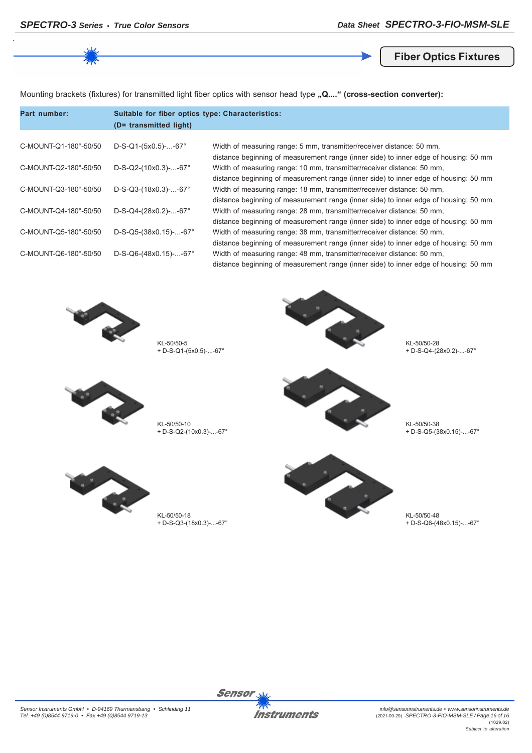## Fiber Optics Fixtures

Mounting brackets (fixtures) for transmitted light fiber optics with sensor head type **„Q....“ (cross-section converter):**

| Part number: | Suitable for fiber optics type: (D= transmitted light) | Characteristics: |
|---|---|---|
| C-MOUNT-Q1-180°-50/50 | D-S-Q1-(5x0.5)-...-67° | Width of measuring range: 5 mm, transmitter/receiver distance: 50 mm, distance beginning of measurement range (inner side) to inner edge of housing: 50 mm |
| C-MOUNT-Q2-180°-50/50 | D-S-Q2-(10x0.3)-...-67° | Width of measuring range: 10 mm, transmitter/receiver distance: 50 mm, distance beginning of measurement range (inner side) to inner edge of housing: 50 mm |
| C-MOUNT-Q3-180°-50/50 | D-S-Q3-(18x0.3)-...-67° | Width of measuring range: 18 mm, transmitter/receiver distance: 50 mm, distance beginning of measurement range (inner side) to inner edge of housing: 50 mm |
| C-MOUNT-Q4-180°-50/50 | D-S-Q4-(28x0.2)-...-67° | Width of measuring range: 28 mm, transmitter/receiver distance: 50 mm, distance beginning of measurement range (inner side) to inner edge of housing: 50 mm |
| C-MOUNT-Q5-180°-50/50 | D-S-Q5-(38x0.15)-...-67° | Width of measuring range: 38 mm, transmitter/receiver distance: 50 mm, distance beginning of measurement range (inner side) to inner edge of housing: 50 mm |
| C-MOUNT-Q6-180°-50/50 | D-S-Q6-(48x0.15)-...-67° | Width of measuring range: 48 mm, transmitter/receiver distance: 50 mm, distance beginning of measurement range (inner side) to inner edge of housing: 50 mm |

KL-50/50-5
+ D-S-Q1-(5x0.5)-...-67°

KL-50/50-10
+ D-S-Q2-(10x0.3)-...-67°

KL-50/50-18
+ D-S-Q3-(18x0.3)-...-67°

KL-50/50-28
+ D-S-Q4-(28x0.2)-...-67°

KL-50/50-38
+ D-S-Q5-(38x0.15)-...-67°

KL-50/50-48
+ D-S-Q6-(48x0.15)-...-67°